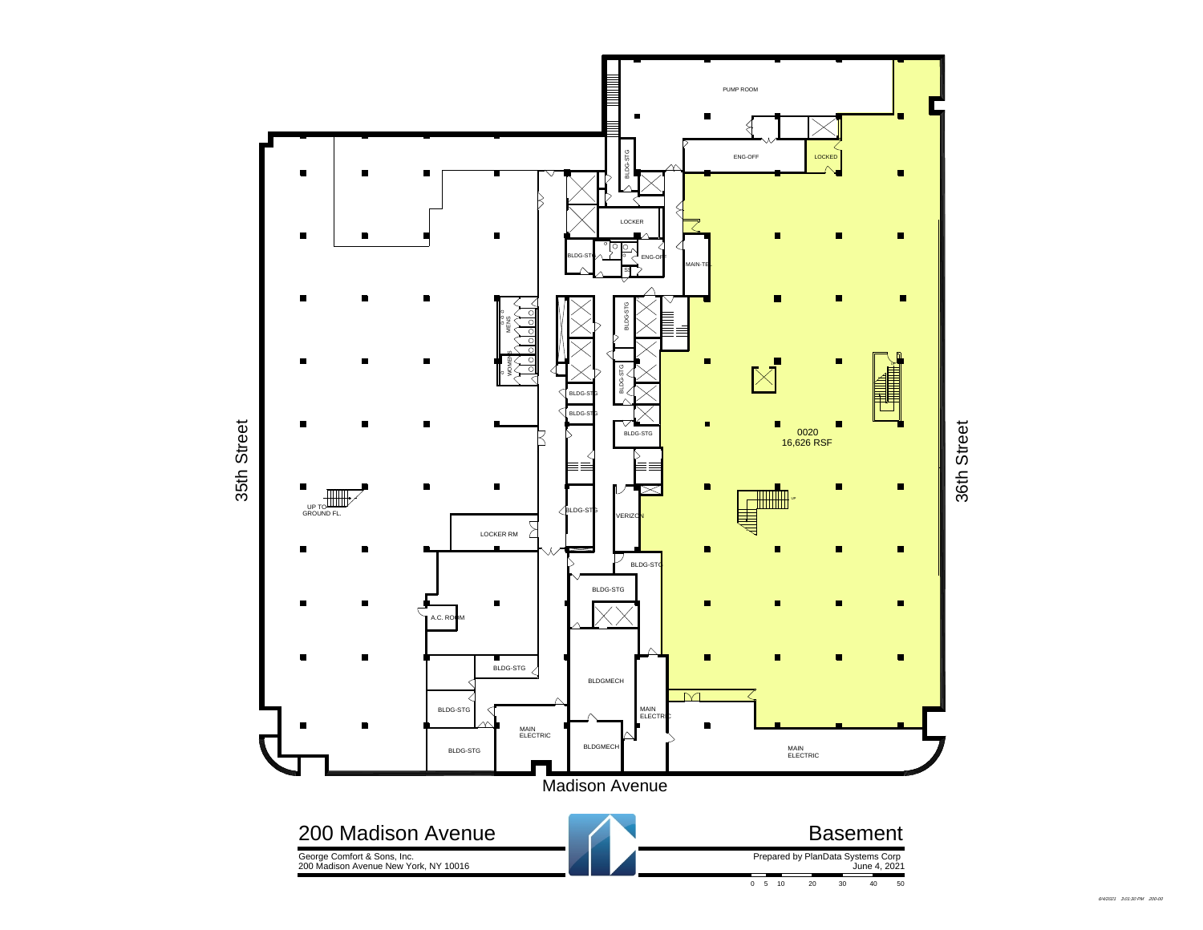# 200 Madison Avenue

## Basement

George Comfort & Sons, Inc.
200 Madison Avenue New York, NY 10016

Prepared by PlanData Systems Corp
June 4, 2021

0 5 10 20 30 40 50

Madison Avenue

35th Street

36th Street

0020
16,626 RSF

PUMP ROOM

ENG-OFF

LOCKED

BLDG-STG

LOCKER

ENG-OFF

MAIN-TEL

MENS

WOMENS

BLDG-STG

BLDG-STG

BLDG-STG

BLDG-STG

BLDG-STG

BLDG-STG

BLDG-STG

VERIZON

UP TO GROUND FL.

LOCKER RM

BLDG-STG

BLDG-STG

A.C. ROOM

BLDG-STG

BLDGMECH

MAIN ELECTRIC

BLDG-STG

MAIN ELECTRIC

BLDGMECH

BLDG-STG

MAIN ELECTRIC

6/4/2021 3:01:30 PM 200-00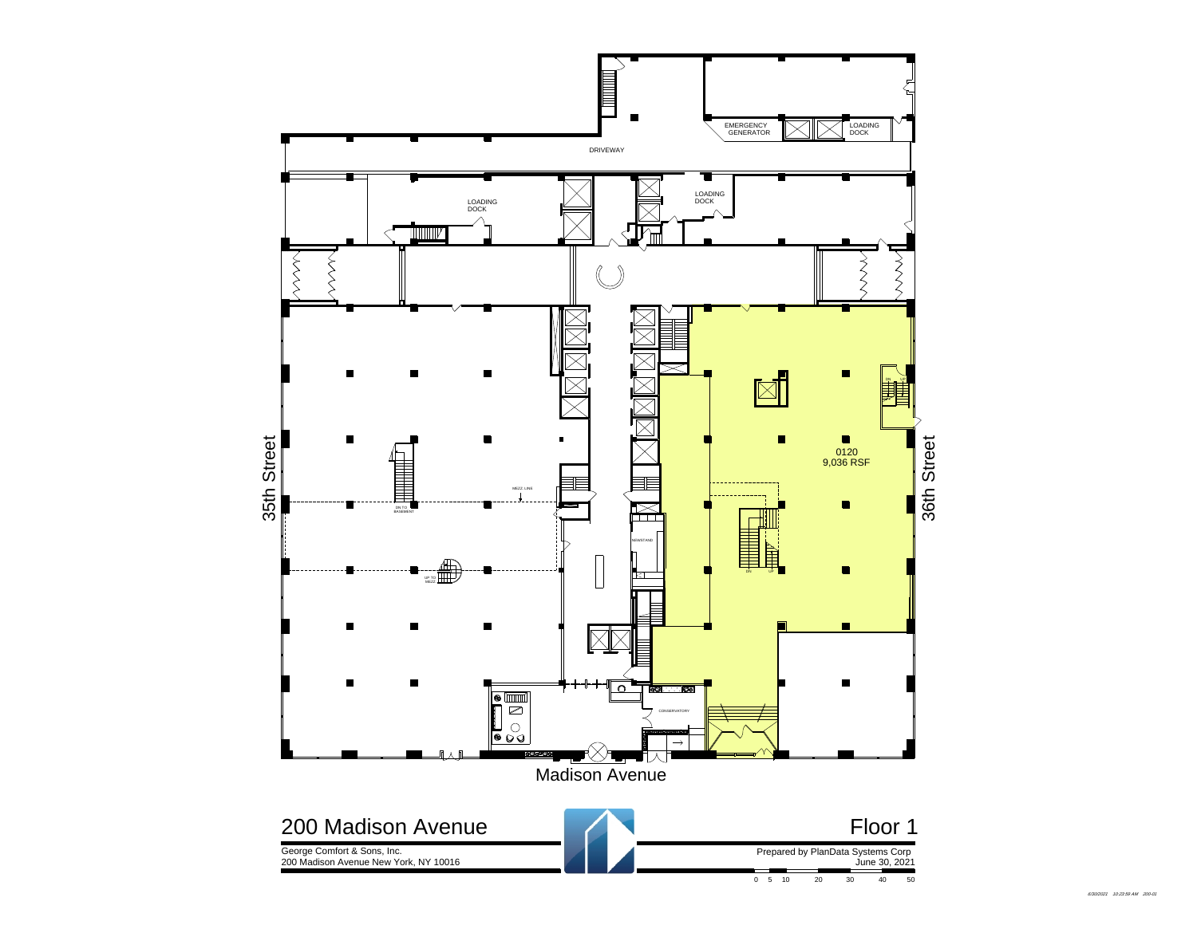EMERGENCY GENERATOR

LOADING DOCK

DRIVEWAY

LOADING DOCK

LOADING DOCK

35th Street

36th Street

MEZZ. LINE

DN TO BASEMENT

UP TO MEZZ

NEWSTAND

DN UP

DN UP

0120
9,036 RSF

CONSERVATORY

Madison Avenue

# 200 Madison Avenue

George Comfort & Sons, Inc.
200 Madison Avenue New York, NY 10016

# Floor 1

Prepared by PlanData Systems Corp
June 30, 2021

0 5 10 20 30 40 50

6/30/2021 10:23:59 AM 200-01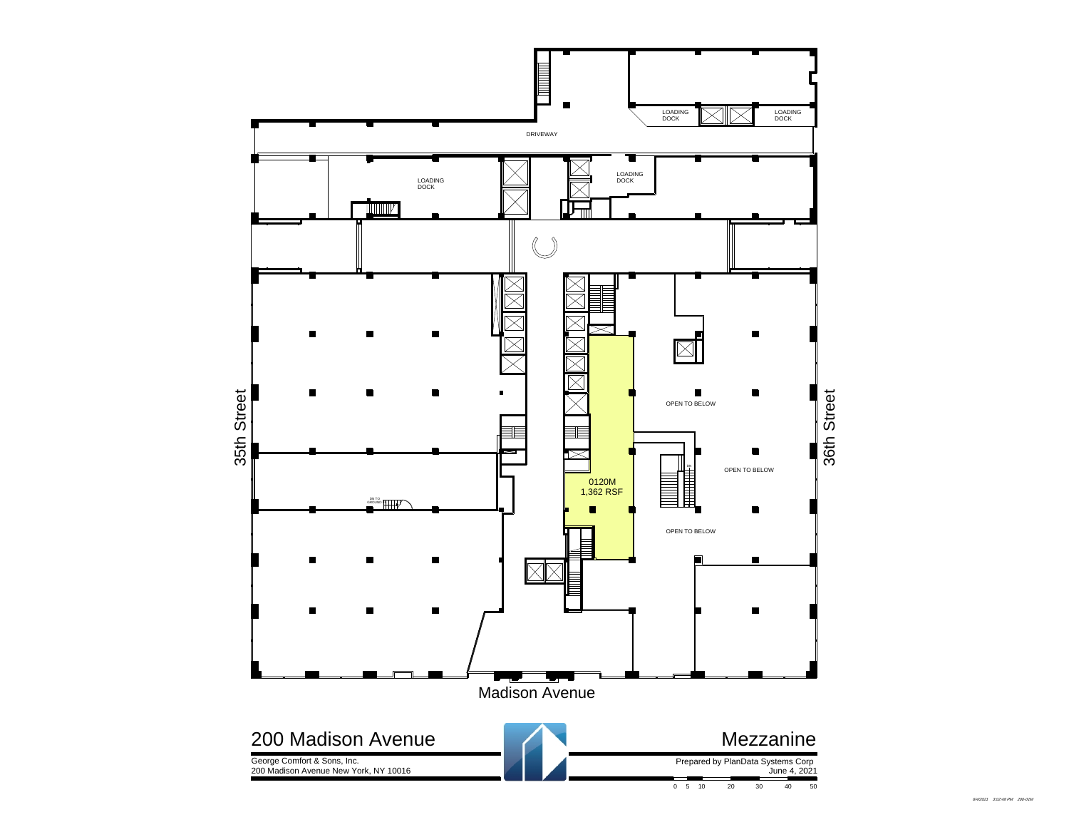LOADING DOCK

LOADING DOCK

DRIVEWAY

LOADING DOCK

LOADING DOCK

35th Street

36th Street

OPEN TO BELOW

OPEN TO BELOW

OPEN TO BELOW

0120M
1,362 RSF

DN TO GROUND

Madison Avenue

# 200 Madison Avenue

George Comfort & Sons, Inc.
200 Madison Avenue New York, NY 10016

# Mezzanine

Prepared by PlanData Systems Corp
June 4, 2021

0 5 10 20 30 40 50

6/4/2021 3:02:48 PM 200-01M